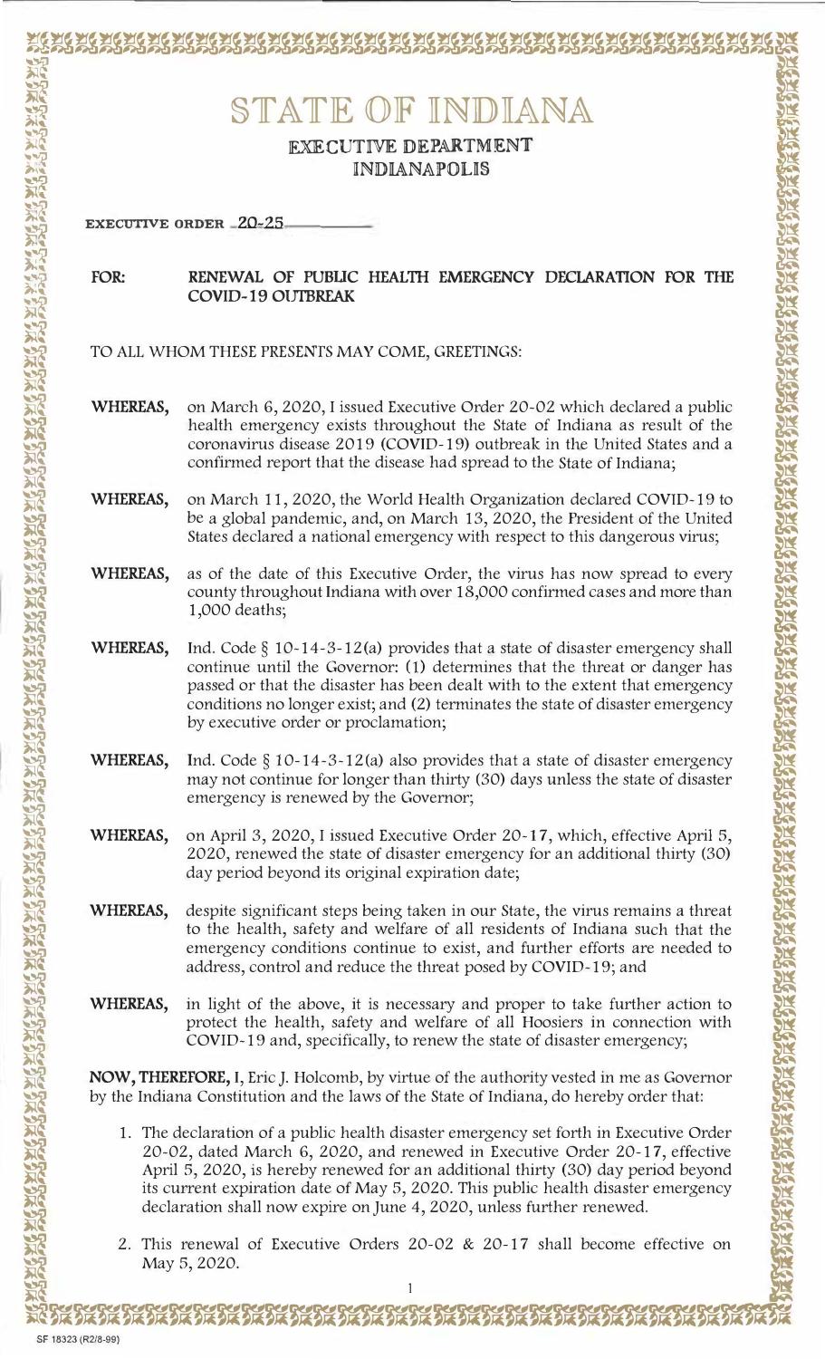# STATE OF INDIANA

## EXECUTIVE DEPARTMENT
## INDIANAPOLIS

**EXECUTIVE ORDER** 20-25

**FOR:** **RENEWAL OF PUBLIC HEALTH EMERGENCY DECLARATION FOR THE COVID-19 OUTBREAK**

TO ALL WHOM THESE PRESENTS MAY COME, GREETINGS:

**WHEREAS,** on March 6, 2020, I issued Executive Order 20-02 which declared a public health emergency exists throughout the State of Indiana as result of the coronavirus disease 2019 (COVID-19) outbreak in the United States and a confirmed report that the disease had spread to the State of Indiana;

**WHEREAS,** on March 11, 2020, the World Health Organization declared COVID-19 to be a global pandemic, and, on March 13, 2020, the President of the United States declared a national emergency with respect to this dangerous virus;

**WHEREAS,** as of the date of this Executive Order, the virus has now spread to every county throughout Indiana with over 18,000 confirmed cases and more than 1,000 deaths;

**WHEREAS,** Ind. Code § 10-14-3-12(a) provides that a state of disaster emergency shall continue until the Governor: (1) determines that the threat or danger has passed or that the disaster has been dealt with to the extent that emergency conditions no longer exist; and (2) terminates the state of disaster emergency by executive order or proclamation;

**WHEREAS,** Ind. Code § 10-14-3-12(a) also provides that a state of disaster emergency may not continue for longer than thirty (30) days unless the state of disaster emergency is renewed by the Governor;

**WHEREAS,** on April 3, 2020, I issued Executive Order 20-17, which, effective April 5, 2020, renewed the state of disaster emergency for an additional thirty (30) day period beyond its original expiration date;

**WHEREAS,** despite significant steps being taken in our State, the virus remains a threat to the health, safety and welfare of all residents of Indiana such that the emergency conditions continue to exist, and further efforts are needed to address, control and reduce the threat posed by COVID-19; and

**WHEREAS,** in light of the above, it is necessary and proper to take further action to protect the health, safety and welfare of all Hoosiers in connection with COVID-19 and, specifically, to renew the state of disaster emergency;

**NOW, THEREFORE, I,** Eric J. Holcomb, by virtue of the authority vested in me as Governor by the Indiana Constitution and the laws of the State of Indiana, do hereby order that:

1. The declaration of a public health disaster emergency set forth in Executive Order 20-02, dated March 6, 2020, and renewed in Executive Order 20-17, effective April 5, 2020, is hereby renewed for an additional thirty (30) day period beyond its current expiration date of May 5, 2020. This public health disaster emergency declaration shall now expire on June 4, 2020, unless further renewed.

2. This renewal of Executive Orders 20-02 & 20-17 shall become effective on May 5, 2020.

SF 18323 (R2/8-99)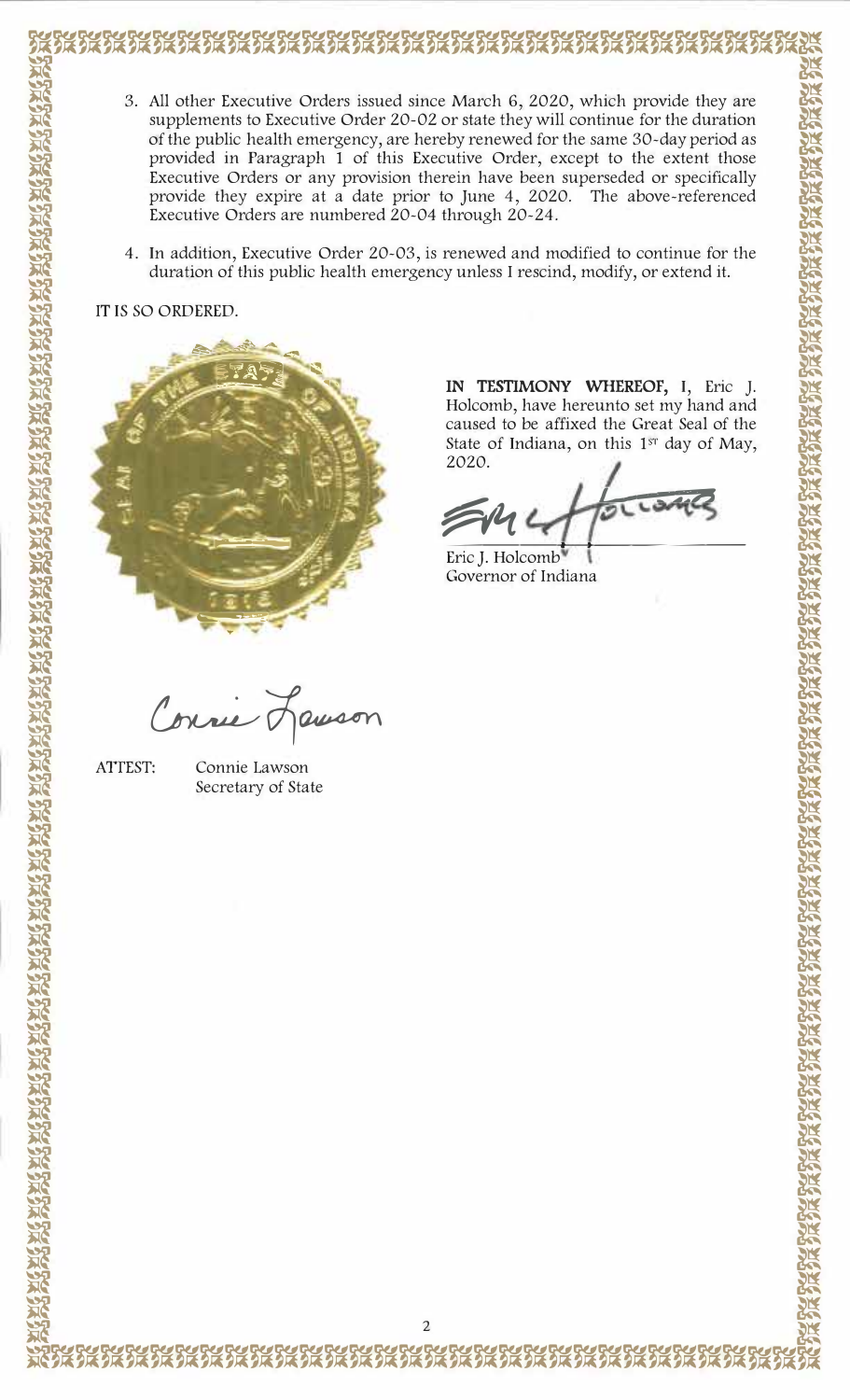3. All other Executive Orders issued since March 6, 2020, which provide they are supplements to Executive Order 20-02 or state they will continue for the duration of the public health emergency, are hereby renewed for the same 30-day period as provided in Paragraph 1 of this Executive Order, except to the extent those Executive Orders or any provision therein have been superseded or specifically provide they expire at a date prior to June 4, 2020. The above-referenced Executive Orders are numbered 20-04 through 20-24.

4. In addition, Executive Order 20-03, is renewed and modified to continue for the duration of this public health emergency unless I rescind, modify, or extend it.

IT IS SO ORDERED.

**IN TESTIMONY WHEREOF,** I, Eric J. Holcomb, have hereunto set my hand and caused to be affixed the Great Seal of the State of Indiana, on this 1st day of May, 2020.

Eric J. Holcomb
Governor of Indiana

ATTEST: Connie Lawson
Secretary of State